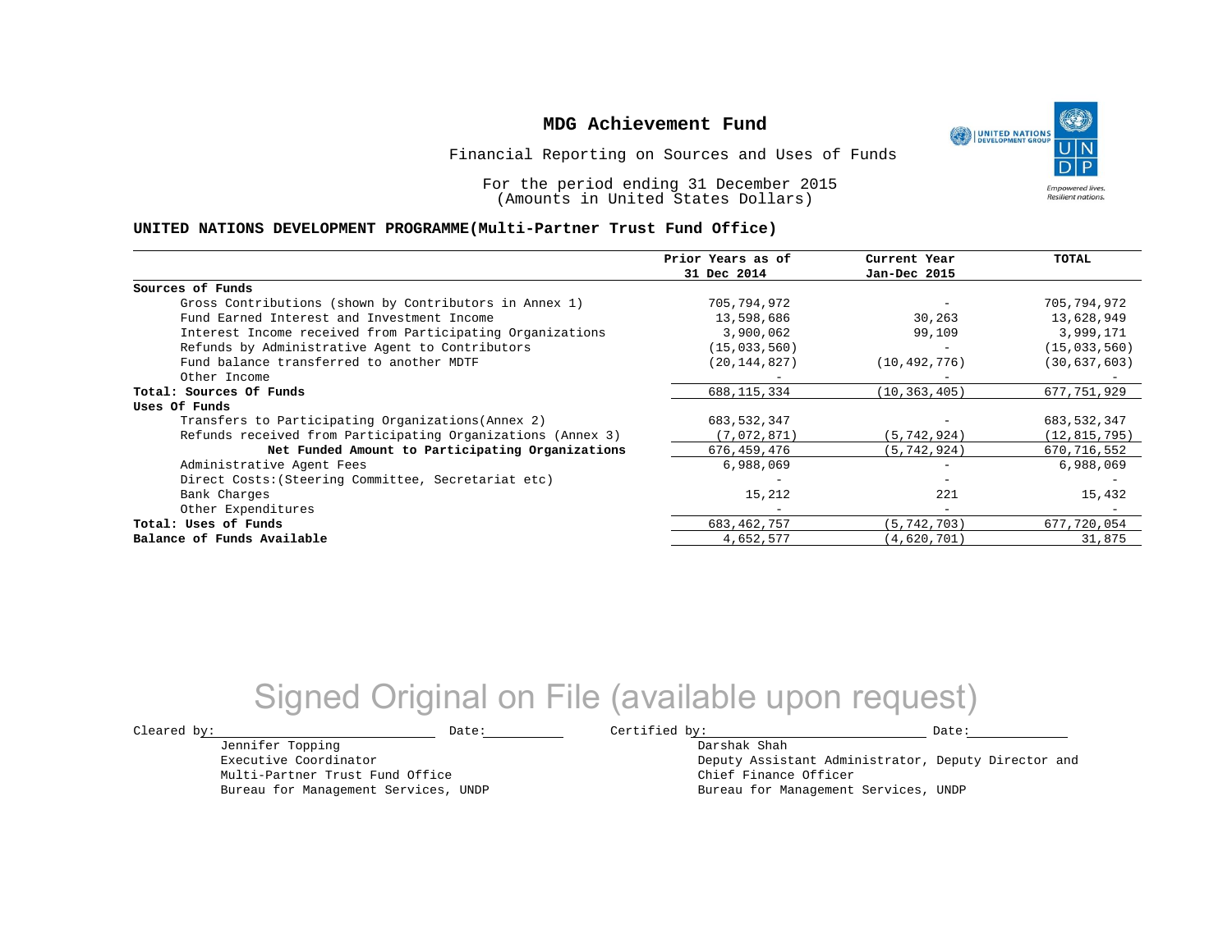# MDG Achievement Fund

Financial Reporting on Sources and Uses of Funds

For the period ending 31 December 2015
(Amounts in United States Dollars)

## UNITED NATIONS DEVELOPMENT PROGRAMME(Multi-Partner Trust Fund Office)

| | Prior Years as of 31 Dec 2014 | Current Year Jan-Dec 2015 | TOTAL |
|---|---|---|---|
| **Sources of Funds** | | | |
| Gross Contributions (shown by Contributors in Annex 1) | 705,794,972 | - | 705,794,972 |
| Fund Earned Interest and Investment Income | 13,598,686 | 30,263 | 13,628,949 |
| Interest Income received from Participating Organizations | 3,900,062 | 99,109 | 3,999,171 |
| Refunds by Administrative Agent to Contributors | (15,033,560) | - | (15,033,560) |
| Fund balance transferred to another MDTF | (20,144,827) | (10,492,776) | (30,637,603) |
| Other Income | - | - | - |
| **Total: Sources Of Funds** | 688,115,334 | (10,363,405) | 677,751,929 |
| **Uses Of Funds** | | | |
| Transfers to Participating Organizations(Annex 2) | 683,532,347 | - | 683,532,347 |
| Refunds received from Participating Organizations (Annex 3) | (7,072,871) | (5,742,924) | (12,815,795) |
| **Net Funded Amount to Participating Organizations** | 676,459,476 | (5,742,924) | 670,716,552 |
| Administrative Agent Fees | 6,988,069 | - | 6,988,069 |
| Direct Costs:(Steering Committee, Secretariat etc) | - | - | - |
| Bank Charges | 15,212 | 221 | 15,432 |
| Other Expenditures | - | - | - |
| **Total: Uses of Funds** | 683,462,757 | (5,742,703) | 677,720,054 |
| **Balance of Funds Available** | 4,652,577 | (4,620,701) | 31,875 |

Signed Original on File (available upon request)

Cleared by: ____________________ Date: __________
Jennifer Topping
Executive Coordinator
Multi-Partner Trust Fund Office
Bureau for Management Services, UNDP

Certified by: ____________________ Date: __________
Darshak Shah
Deputy Assistant Administrator, Deputy Director and
Chief Finance Officer
Bureau for Management Services, UNDP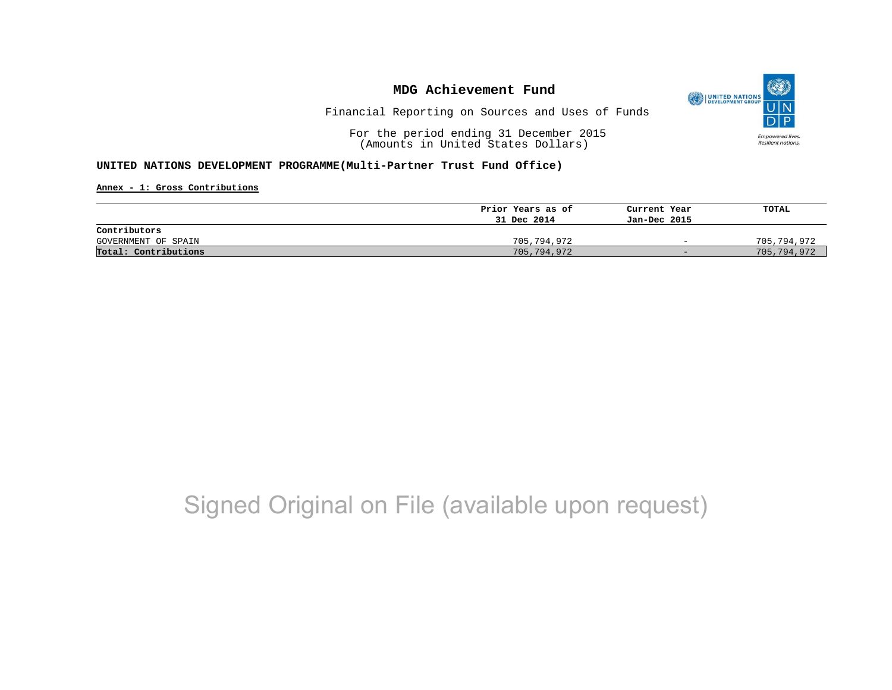# MDG Achievement Fund

Financial Reporting on Sources and Uses of Funds

For the period ending 31 December 2015
(Amounts in United States Dollars)

**UNITED NATIONS DEVELOPMENT PROGRAMME(Multi-Partner Trust Fund Office)**

**Annex - 1: Gross Contributions**

| | Prior Years as of 31 Dec 2014 | Current Year Jan-Dec 2015 | TOTAL |
|---|---|---|---|
| **Contributors** | | | |
| GOVERNMENT OF SPAIN | 705,794,972 | - | 705,794,972 |
| **Total: Contributions** | 705,794,972 | - | 705,794,972 |

Signed Original on File (available upon request)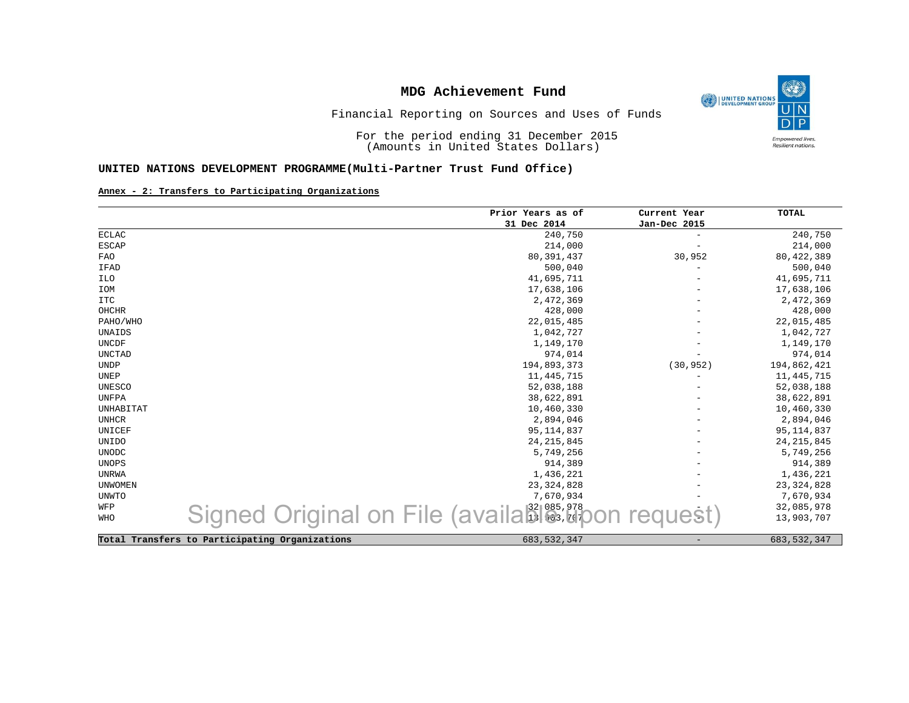# MDG Achievement Fund

Financial Reporting on Sources and Uses of Funds

For the period ending 31 December 2015
(Amounts in United States Dollars)

## UNITED NATIONS DEVELOPMENT PROGRAMME(Multi-Partner Trust Fund Office)

**Annex - 2: Transfers to Participating Organizations**

| | Prior Years as of 31 Dec 2014 | Current Year Jan-Dec 2015 | TOTAL |
|---|---|---|---|
| ECLAC | 240,750 | - | 240,750 |
| ESCAP | 214,000 | - | 214,000 |
| FAO | 80,391,437 | 30,952 | 80,422,389 |
| IFAD | 500,040 | - | 500,040 |
| ILO | 41,695,711 | - | 41,695,711 |
| IOM | 17,638,106 | - | 17,638,106 |
| ITC | 2,472,369 | - | 2,472,369 |
| OHCHR | 428,000 | - | 428,000 |
| PAHO/WHO | 22,015,485 | - | 22,015,485 |
| UNAIDS | 1,042,727 | - | 1,042,727 |
| UNCDF | 1,149,170 | - | 1,149,170 |
| UNCTAD | 974,014 | - | 974,014 |
| UNDP | 194,893,373 | (30,952) | 194,862,421 |
| UNEP | 11,445,715 | - | 11,445,715 |
| UNESCO | 52,038,188 | - | 52,038,188 |
| UNFPA | 38,622,891 | - | 38,622,891 |
| UNHABITAT | 10,460,330 | - | 10,460,330 |
| UNHCR | 2,894,046 | - | 2,894,046 |
| UNICEF | 95,114,837 | - | 95,114,837 |
| UNIDO | 24,215,845 | - | 24,215,845 |
| UNODC | 5,749,256 | - | 5,749,256 |
| UNOPS | 914,389 | - | 914,389 |
| UNRWA | 1,436,221 | - | 1,436,221 |
| UNWOMEN | 23,324,828 | - | 23,324,828 |
| UNWTO | 7,670,934 | - | 7,670,934 |
| WFP | 32,085,978 | - | 32,085,978 |
| WHO | 13,903,707 | - | 13,903,707 |
| **Total Transfers to Participating Organizations** | 683,532,347 | - | 683,532,347 |

Signed Original on File (available upon request)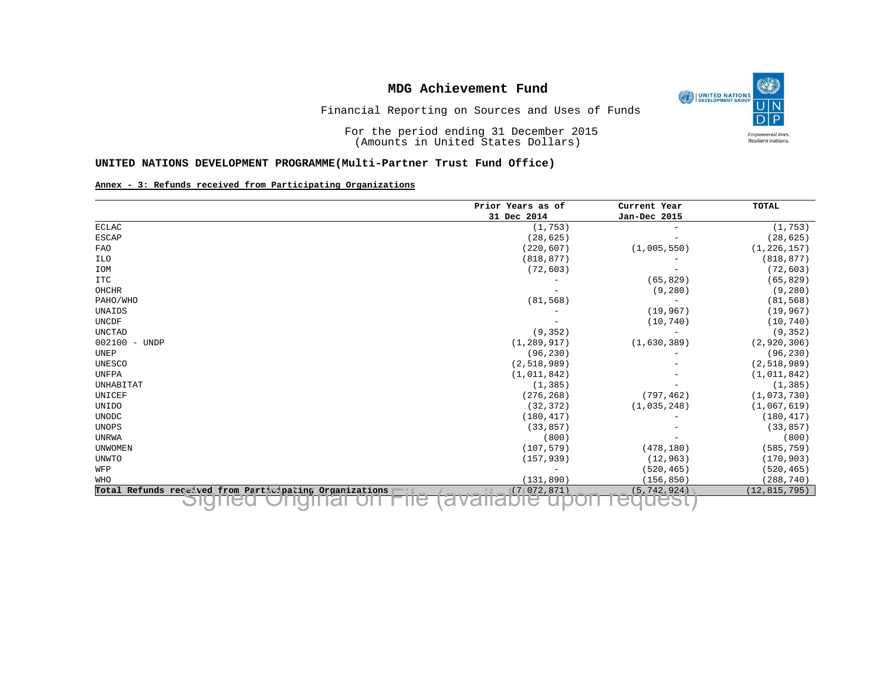# MDG Achievement Fund

Financial Reporting on Sources and Uses of Funds

For the period ending 31 December 2015
(Amounts in United States Dollars)

**UNITED NATIONS DEVELOPMENT PROGRAMME(Multi-Partner Trust Fund Office)**

**Annex - 3: Refunds received from Participating Organizations**

| | Prior Years as of 31 Dec 2014 | Current Year Jan-Dec 2015 | TOTAL |
|---|---|---|---|
| ECLAC | (1,753) | - | (1,753) |
| ESCAP | (28,625) | - | (28,625) |
| FAO | (220,607) | (1,005,550) | (1,226,157) |
| ILO | (818,877) | - | (818,877) |
| IOM | (72,603) | - | (72,603) |
| ITC | - | (65,829) | (65,829) |
| OHCHR | - | (9,280) | (9,280) |
| PAHO/WHO | (81,568) | - | (81,568) |
| UNAIDS | - | (19,967) | (19,967) |
| UNCDF | - | (10,740) | (10,740) |
| UNCTAD | (9,352) | - | (9,352) |
| 002100 - UNDP | (1,289,917) | (1,630,389) | (2,920,306) |
| UNEP | (96,230) | - | (96,230) |
| UNESCO | (2,518,989) | - | (2,518,989) |
| UNFPA | (1,011,842) | - | (1,011,842) |
| UNHABITAT | (1,385) | - | (1,385) |
| UNICEF | (276,268) | (797,462) | (1,073,730) |
| UNIDO | (32,372) | (1,035,248) | (1,067,619) |
| UNODC | (180,417) | - | (180,417) |
| UNOPS | (33,857) | - | (33,857) |
| UNRWA | (800) | - | (800) |
| UNWOMEN | (107,579) | (478,180) | (585,759) |
| UNWTO | (157,939) | (12,963) | (170,903) |
| WFP | - | (520,465) | (520,465) |
| WHO | (131,890) | (156,850) | (288,740) |
| **Total Refunds received from Participating Organizations** | (7,072,871) | (5,742,924) | (12,815,795) |

Signed Original on File (available upon request)